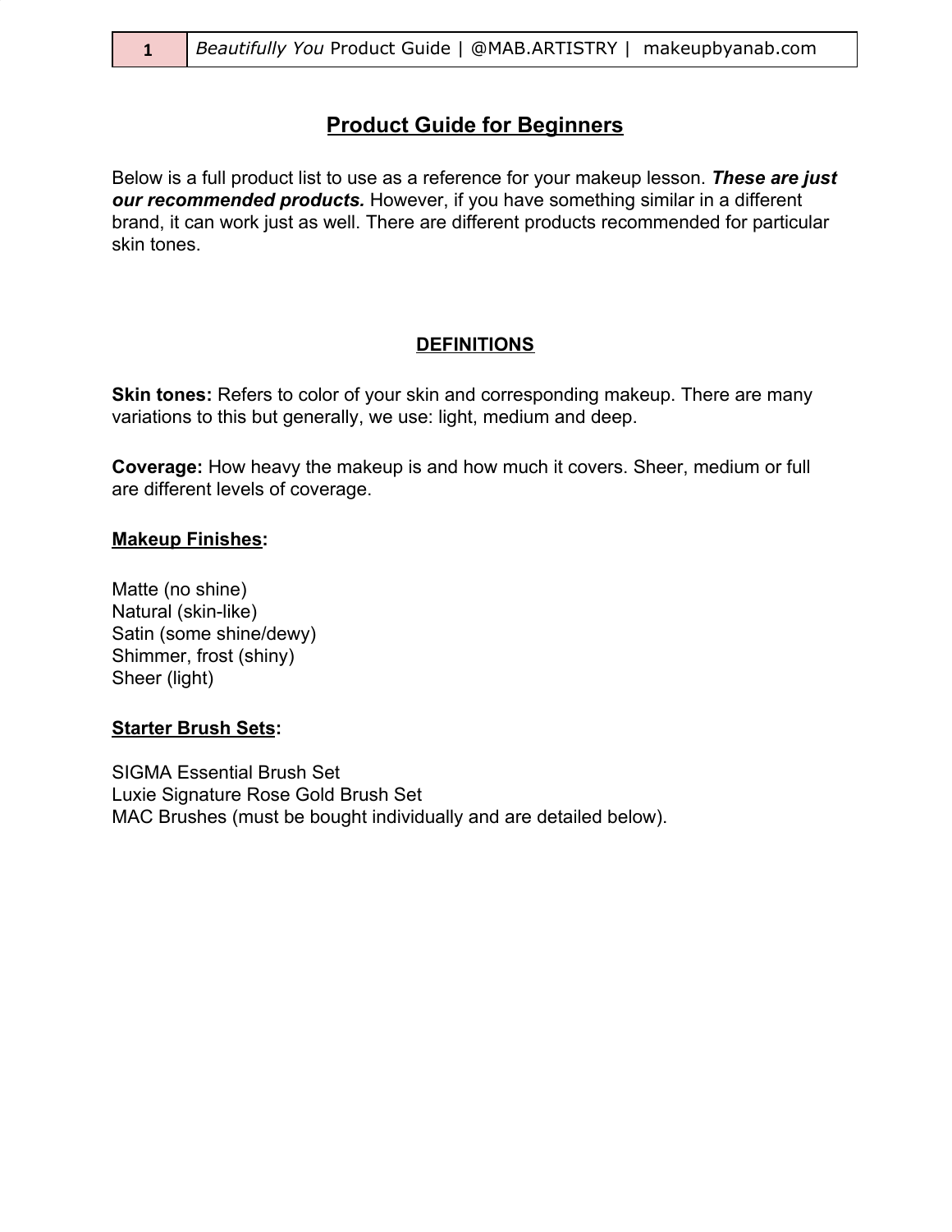# Product Guide for Beginners

Below is a full product list to use as a reference for your makeup lesson. ***These are just our recommended products.*** However, if you have something similar in a different brand, it can work just as well. There are different products recommended for particular skin tones.

## DEFINITIONS

**Skin tones:** Refers to color of your skin and corresponding makeup. There are many variations to this but generally, we use: light, medium and deep.

**Coverage:** How heavy the makeup is and how much it covers. Sheer, medium or full are different levels of coverage.

**Makeup Finishes:**

Matte (no shine)
Natural (skin-like)
Satin (some shine/dewy)
Shimmer, frost (shiny)
Sheer (light)

**Starter Brush Sets:**

SIGMA Essential Brush Set
Luxie Signature Rose Gold Brush Set
MAC Brushes (must be bought individually and are detailed below).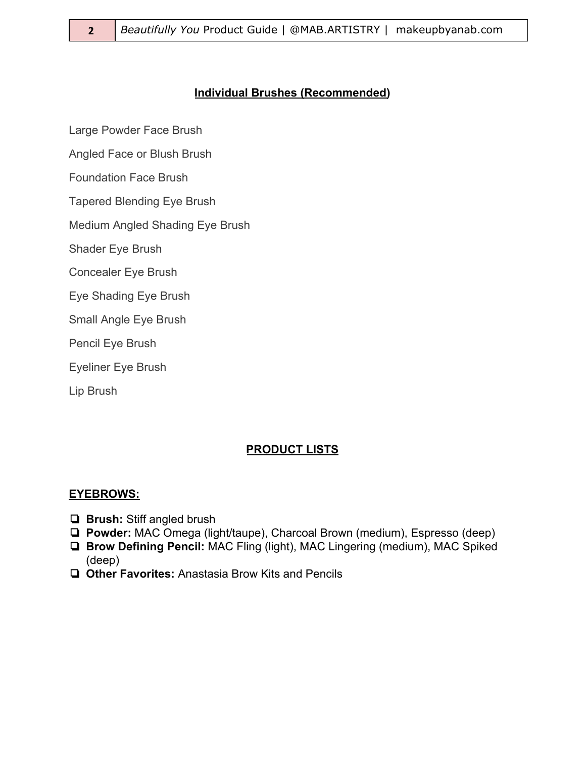## Individual Brushes (Recommended)

Large Powder Face Brush

Angled Face or Blush Brush

Foundation Face Brush

Tapered Blending Eye Brush

Medium Angled Shading Eye Brush

Shader Eye Brush

Concealer Eye Brush

Eye Shading Eye Brush

Small Angle Eye Brush

Pencil Eye Brush

Eyeliner Eye Brush

Lip Brush

## PRODUCT LISTS

### EYEBROWS:

- [ ] **Brush:** Stiff angled brush
- [ ] **Powder:** MAC Omega (light/taupe), Charcoal Brown (medium), Espresso (deep)
- [ ] **Brow Defining Pencil:** MAC Fling (light), MAC Lingering (medium), MAC Spiked (deep)
- [ ] **Other Favorites:** Anastasia Brow Kits and Pencils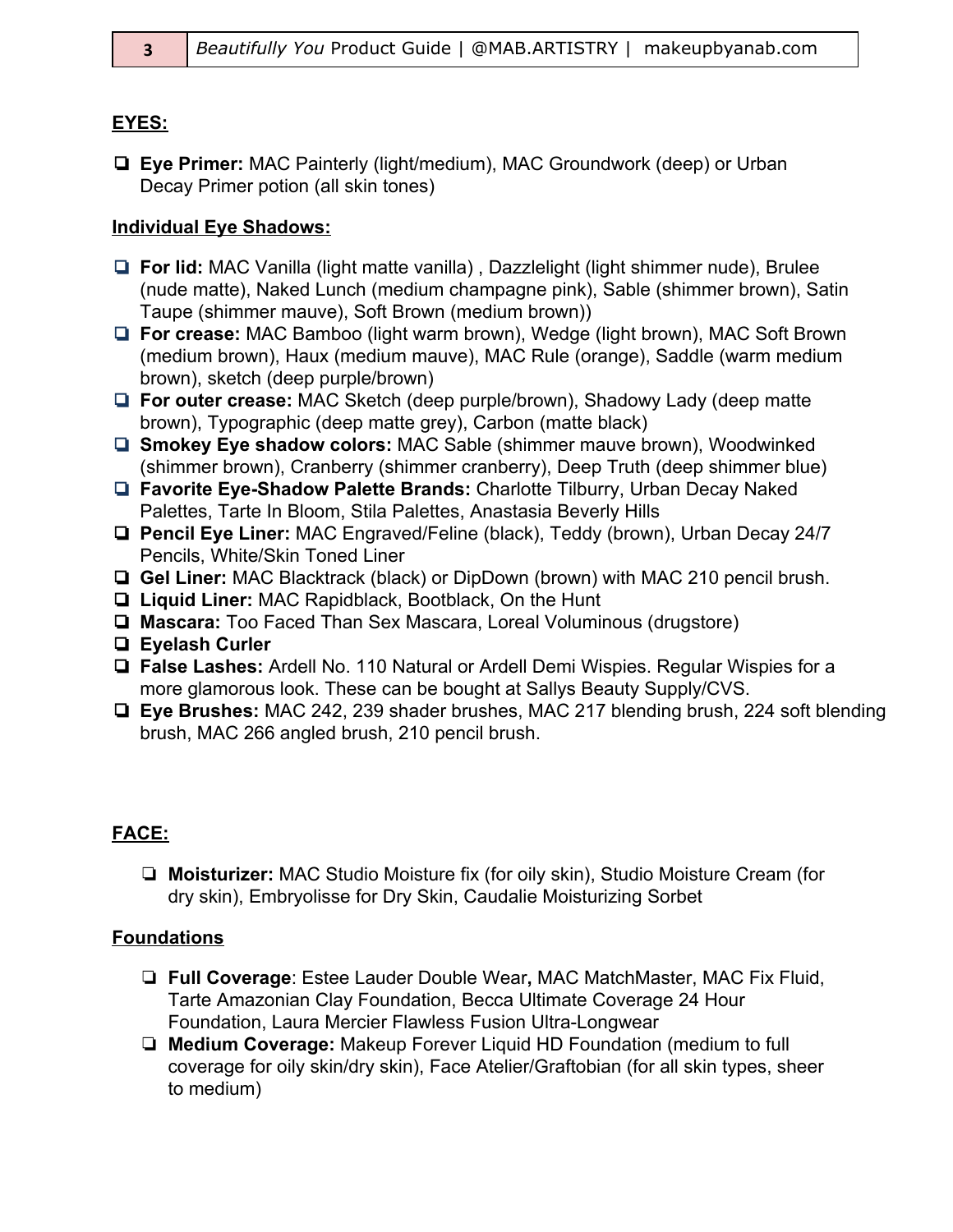**EYES:**

- **Eye Primer:** MAC Painterly (light/medium), MAC Groundwork (deep) or Urban Decay Primer potion (all skin tones)

**Individual Eye Shadows:**

- **For lid:** MAC Vanilla (light matte vanilla) , Dazzlelight (light shimmer nude), Brulee (nude matte), Naked Lunch (medium champagne pink), Sable (shimmer brown), Satin Taupe (shimmer mauve), Soft Brown (medium brown))
- **For crease:** MAC Bamboo (light warm brown), Wedge (light brown), MAC Soft Brown (medium brown), Haux (medium mauve), MAC Rule (orange), Saddle (warm medium brown), sketch (deep purple/brown)
- **For outer crease:** MAC Sketch (deep purple/brown), Shadowy Lady (deep matte brown), Typographic (deep matte grey), Carbon (matte black)
- **Smokey Eye shadow colors:** MAC Sable (shimmer mauve brown), Woodwinked (shimmer brown), Cranberry (shimmer cranberry), Deep Truth (deep shimmer blue)
- **Favorite Eye-Shadow Palette Brands:** Charlotte Tilburry, Urban Decay Naked Palettes, Tarte In Bloom, Stila Palettes, Anastasia Beverly Hills
- **Pencil Eye Liner:** MAC Engraved/Feline (black), Teddy (brown), Urban Decay 24/7 Pencils, White/Skin Toned Liner
- **Gel Liner:** MAC Blacktrack (black) or DipDown (brown) with MAC 210 pencil brush.
- **Liquid Liner:** MAC Rapidblack, Bootblack, On the Hunt
- **Mascara:** Too Faced Than Sex Mascara, Loreal Voluminous (drugstore)
- **Eyelash Curler**
- **False Lashes:** Ardell No. 110 Natural or Ardell Demi Wispies. Regular Wispies for a more glamorous look. These can be bought at Sallys Beauty Supply/CVS.
- **Eye Brushes:** MAC 242, 239 shader brushes, MAC 217 blending brush, 224 soft blending brush, MAC 266 angled brush, 210 pencil brush.

**FACE:**

- **Moisturizer:** MAC Studio Moisture fix (for oily skin), Studio Moisture Cream (for dry skin), Embryolisse for Dry Skin, Caudalie Moisturizing Sorbet

**Foundations**

- **Full Coverage**: Estee Lauder Double Wear**,** MAC MatchMaster, MAC Fix Fluid, Tarte Amazonian Clay Foundation, Becca Ultimate Coverage 24 Hour Foundation, Laura Mercier Flawless Fusion Ultra-Longwear
- **Medium Coverage:** Makeup Forever Liquid HD Foundation (medium to full coverage for oily skin/dry skin), Face Atelier/Graftobian (for all skin types, sheer to medium)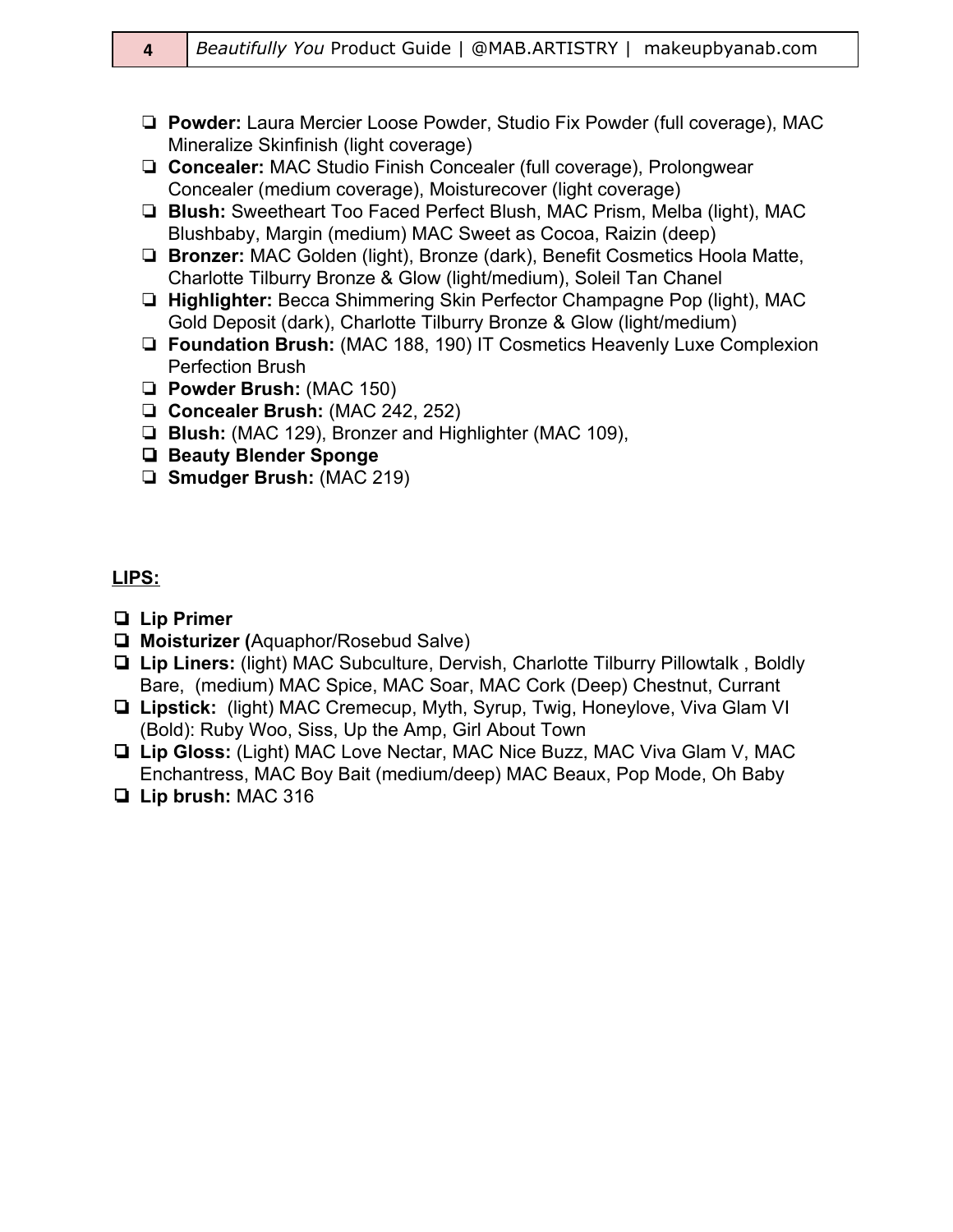- **Powder:** Laura Mercier Loose Powder, Studio Fix Powder (full coverage), MAC Mineralize Skinfinish (light coverage)
- **Concealer:** MAC Studio Finish Concealer (full coverage), Prolongwear Concealer (medium coverage), Moisturecover (light coverage)
- **Blush:** Sweetheart Too Faced Perfect Blush, MAC Prism, Melba (light), MAC Blushbaby, Margin (medium) MAC Sweet as Cocoa, Raizin (deep)
- **Bronzer:** MAC Golden (light), Bronze (dark), Benefit Cosmetics Hoola Matte, Charlotte Tilburry Bronze & Glow (light/medium), Soleil Tan Chanel
- **Highlighter:** Becca Shimmering Skin Perfector Champagne Pop (light), MAC Gold Deposit (dark), Charlotte Tilburry Bronze & Glow (light/medium)
- **Foundation Brush:** (MAC 188, 190) IT Cosmetics Heavenly Luxe Complexion Perfection Brush
- **Powder Brush:** (MAC 150)
- **Concealer Brush:** (MAC 242, 252)
- **Blush:** (MAC 129), Bronzer and Highlighter (MAC 109),
- **Beauty Blender Sponge**
- **Smudger Brush:** (MAC 219)

**<u>LIPS:</u>**

- **Lip Primer**
- **Moisturizer (**Aquaphor/Rosebud Salve)
- **Lip Liners:** (light) MAC Subculture, Dervish, Charlotte Tilburry Pillowtalk , Boldly Bare, (medium) MAC Spice, MAC Soar, MAC Cork (Deep) Chestnut, Currant
- **Lipstick:** (light) MAC Cremecup, Myth, Syrup, Twig, Honeylove, Viva Glam VI (Bold): Ruby Woo, Siss, Up the Amp, Girl About Town
- **Lip Gloss:** (Light) MAC Love Nectar, MAC Nice Buzz, MAC Viva Glam V, MAC Enchantress, MAC Boy Bait (medium/deep) MAC Beaux, Pop Mode, Oh Baby
- **Lip brush:** MAC 316